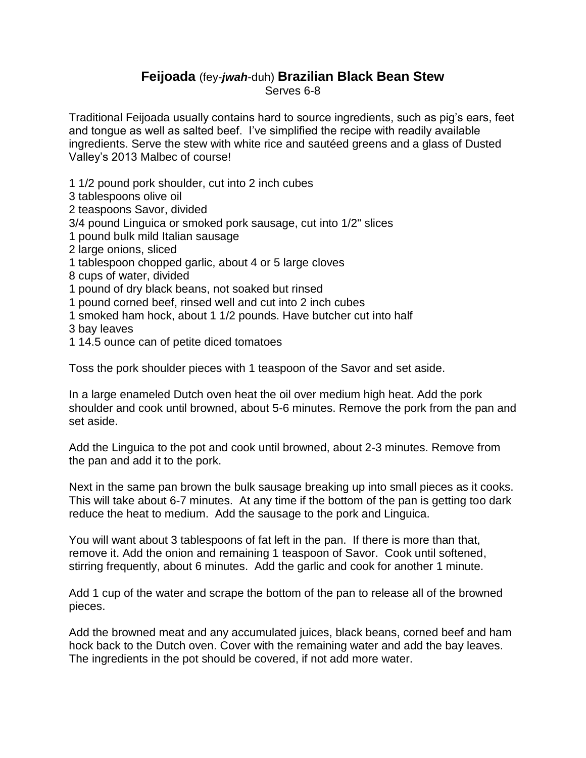# **Feijoada** (fey-***jwah***-duh) **Brazilian Black Bean Stew**

Serves 6-8

Traditional Feijoada usually contains hard to source ingredients, such as pig's ears, feet and tongue as well as salted beef. I've simplified the recipe with readily available ingredients. Serve the stew with white rice and sautéed greens and a glass of Dusted Valley's 2013 Malbec of course!

1 1/2 pound pork shoulder, cut into 2 inch cubes
3 tablespoons olive oil
2 teaspoons Savor, divided
3/4 pound Linguica or smoked pork sausage, cut into 1/2" slices
1 pound bulk mild Italian sausage
2 large onions, sliced
1 tablespoon chopped garlic, about 4 or 5 large cloves
8 cups of water, divided
1 pound of dry black beans, not soaked but rinsed
1 pound corned beef, rinsed well and cut into 2 inch cubes
1 smoked ham hock, about 1 1/2 pounds. Have butcher cut into half
3 bay leaves
1 14.5 ounce can of petite diced tomatoes

Toss the pork shoulder pieces with 1 teaspoon of the Savor and set aside.

In a large enameled Dutch oven heat the oil over medium high heat. Add the pork shoulder and cook until browned, about 5-6 minutes. Remove the pork from the pan and set aside.

Add the Linguica to the pot and cook until browned, about 2-3 minutes. Remove from the pan and add it to the pork.

Next in the same pan brown the bulk sausage breaking up into small pieces as it cooks. This will take about 6-7 minutes. At any time if the bottom of the pan is getting too dark reduce the heat to medium. Add the sausage to the pork and Linguica.

You will want about 3 tablespoons of fat left in the pan. If there is more than that, remove it. Add the onion and remaining 1 teaspoon of Savor. Cook until softened, stirring frequently, about 6 minutes. Add the garlic and cook for another 1 minute.

Add 1 cup of the water and scrape the bottom of the pan to release all of the browned pieces.

Add the browned meat and any accumulated juices, black beans, corned beef and ham hock back to the Dutch oven. Cover with the remaining water and add the bay leaves. The ingredients in the pot should be covered, if not add more water.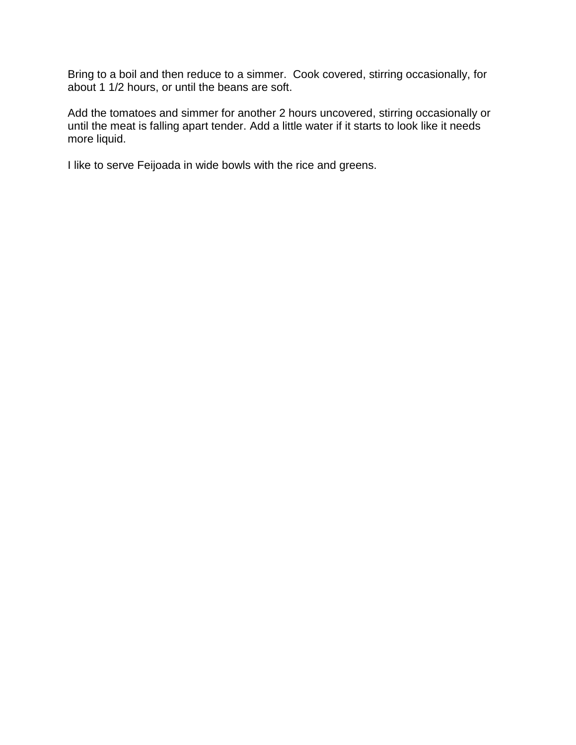Bring to a boil and then reduce to a simmer.  Cook covered, stirring occasionally, for about 1 1/2 hours, or until the beans are soft.

Add the tomatoes and simmer for another 2 hours uncovered, stirring occasionally or until the meat is falling apart tender. Add a little water if it starts to look like it needs more liquid.

I like to serve Feijoada in wide bowls with the rice and greens.